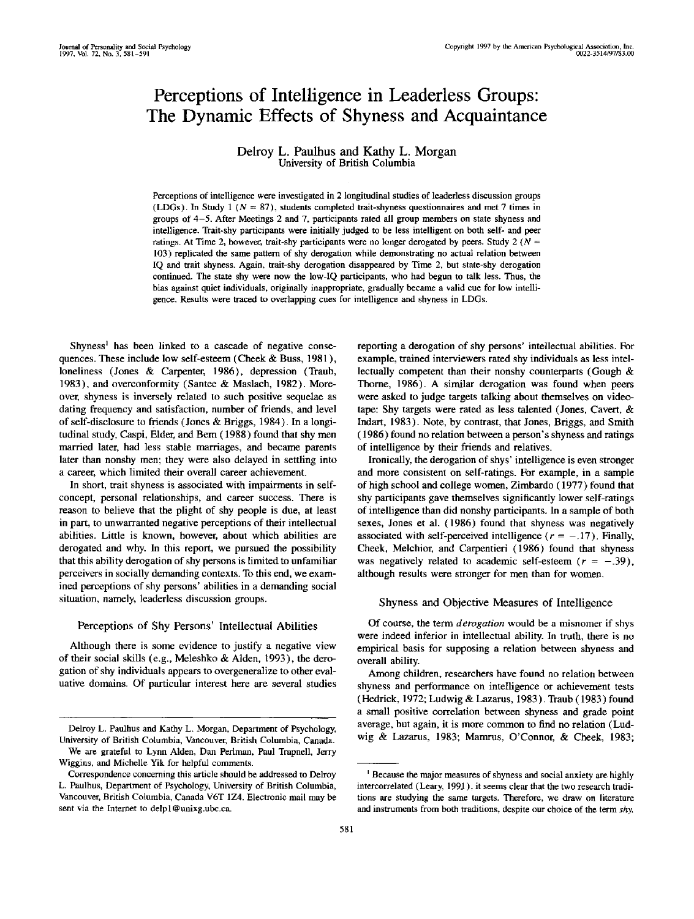# Perceptions of Intelligence in Leaderless Groups: The Dynamic Effects of Shyness and Acquaintance

Delroy L. Paulhus and Kathy L. Morgan
University of British Columbia

Perceptions of intelligence were investigated in 2 longitudinal studies of leaderless discussion groups (LDGs). In Study 1 ($N = 87$), students completed trait-shyness questionnaires and met 7 times in groups of 4–5. After Meetings 2 and 7, participants rated all group members on state shyness and intelligence. Trait-shy participants were initially judged to be less intelligent on both self- and peer ratings. At Time 2, however, trait-shy participants were no longer derogated by peers. Study 2 ($N = 103$) replicated the same pattern of shy derogation while demonstrating no actual relation between IQ and trait shyness. Again, trait-shy derogation disappeared by Time 2, but state-shy derogation continued. The state shy were now the low-IQ participants, who had begun to talk less. Thus, the bias against quiet individuals, originally inappropriate, gradually became a valid cue for low intelligence. Results were traced to overlapping cues for intelligence and shyness in LDGs.

Shyness[1] has been linked to a cascade of negative consequences. These include low self-esteem (Cheek & Buss, 1981), loneliness (Jones & Carpenter, 1986), depression (Traub, 1983), and overconformity (Santee & Maslach, 1982). Moreover, shyness is inversely related to such positive sequelae as dating frequency and satisfaction, number of friends, and level of self-disclosure to friends (Jones & Briggs, 1984). In a longitudinal study, Caspi, Elder, and Bem (1988) found that shy men married later, had less stable marriages, and became parents later than nonshy men; they were also delayed in settling into a career, which limited their overall career achievement.

In short, trait shyness is associated with impairments in self-concept, personal relationships, and career success. There is reason to believe that the plight of shy people is due, at least in part, to unwarranted negative perceptions of their intellectual abilities. Little is known, however, about which abilities are derogated and why. In this report, we pursued the possibility that this ability derogation of shy persons is limited to unfamiliar perceivers in socially demanding contexts. To this end, we examined perceptions of shy persons' abilities in a demanding social situation, namely, leaderless discussion groups.

## Perceptions of Shy Persons' Intellectual Abilities

Although there is some evidence to justify a negative view of their social skills (e.g., Meleshko & Alden, 1993), the derogation of shy individuals appears to overgeneralize to other evaluative domains. Of particular interest here are several studies reporting a derogation of shy persons' intellectual abilities. For example, trained interviewers rated shy individuals as less intellectually competent than their nonshy counterparts (Gough & Thorne, 1986). A similar derogation was found when peers were asked to judge targets talking about themselves on videotape: Shy targets were rated as less talented (Jones, Cavert, & Indart, 1983). Note, by contrast, that Jones, Briggs, and Smith (1986) found no relation between a person's shyness and ratings of intelligence by their friends and relatives.

Ironically, the derogation of shys' intelligence is even stronger and more consistent on self-ratings. For example, in a sample of high school and college women, Zimbardo (1977) found that shy participants gave themselves significantly lower self-ratings of intelligence than did nonshy participants. In a sample of both sexes, Jones et al. (1986) found that shyness was negatively associated with self-perceived intelligence ($r = -.17$). Finally, Cheek, Melchior, and Carpentieri (1986) found that shyness was negatively related to academic self-esteem ($r = -.39$), although results were stronger for men than for women.

## Shyness and Objective Measures of Intelligence

Of course, the term *derogation* would be a misnomer if shys were indeed inferior in intellectual ability. In truth, there is no empirical basis for supposing a relation between shyness and overall ability.

Among children, researchers have found no relation between shyness and performance on intelligence or achievement tests (Hedrick, 1972; Ludwig & Lazarus, 1983). Traub (1983) found a small positive correlation between shyness and grade point average, but again, it is more common to find no relation (Ludwig & Lazarus, 1983; Mamrus, O'Connor, & Cheek, 1983;

---

Delroy L. Paulhus and Kathy L. Morgan, Department of Psychology, University of British Columbia, Vancouver, British Columbia, Canada.

We are grateful to Lynn Alden, Dan Perlman, Paul Trapnell, Jerry Wiggins, and Michelle Yik for helpful comments.

Correspondence concerning this article should be addressed to Delroy L. Paulhus, Department of Psychology, University of British Columbia, Vancouver, British Columbia, Canada V6T 1Z4. Electronic mail may be sent via the Internet to delp1@unixg.ubc.ca.

[1] Because the major measures of shyness and social anxiety are highly intercorrelated (Leary, 1991), it seems clear that the two research traditions are studying the same targets. Therefore, we draw on literature and instruments from both traditions, despite our choice of the term *shy*.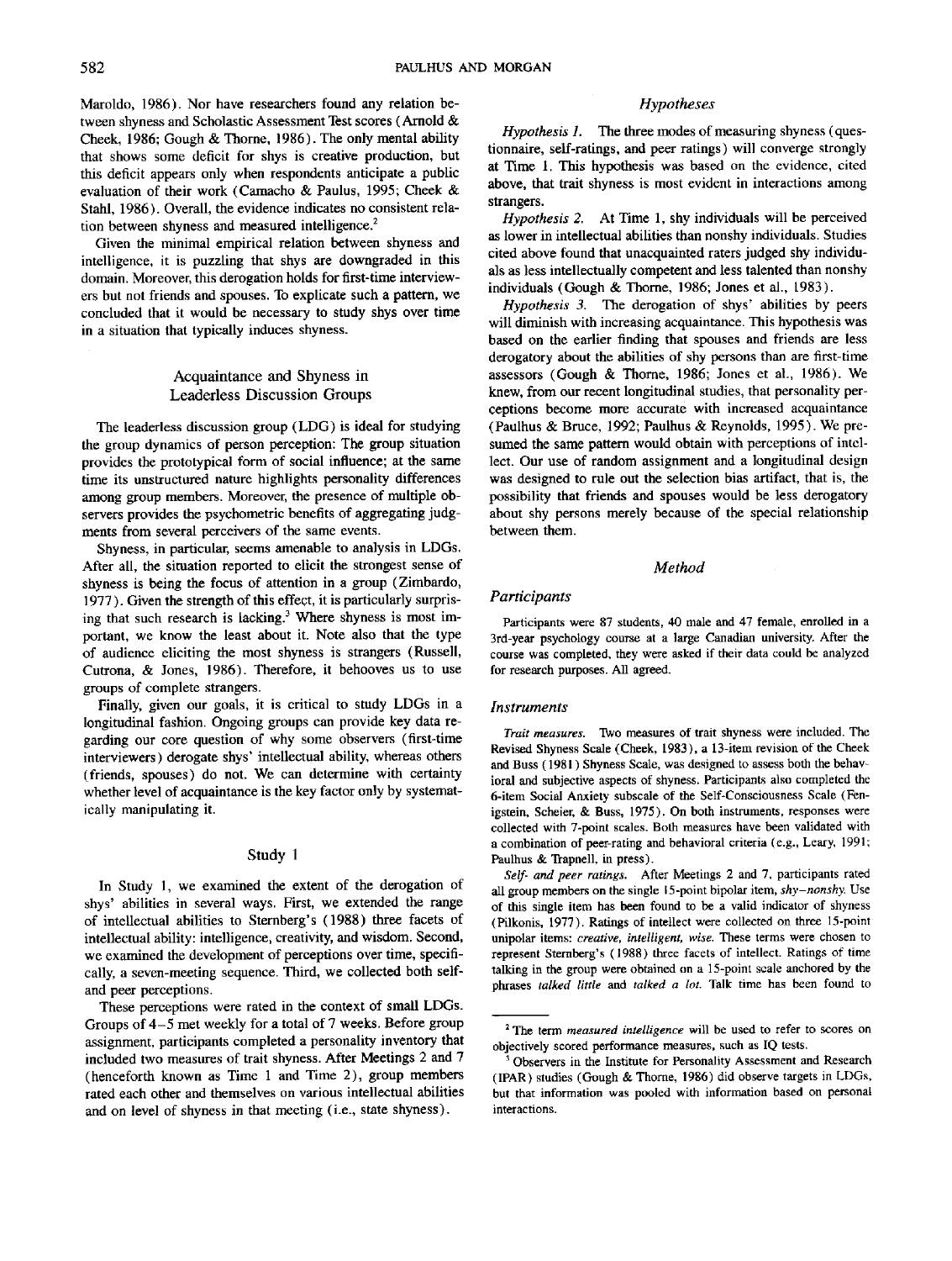Maroldo, 1986). Nor have researchers found any relation between shyness and Scholastic Assessment Test scores (Arnold & Cheek, 1986; Gough & Thorne, 1986). The only mental ability that shows some deficit for shys is creative production, but this deficit appears only when respondents anticipate a public evaluation of their work (Camacho & Paulus, 1995; Cheek & Stahl, 1986). Overall, the evidence indicates no consistent relation between shyness and measured intelligence.[2]

Given the minimal empirical relation between shyness and intelligence, it is puzzling that shys are downgraded in this domain. Moreover, this derogation holds for first-time interviewers but not friends and spouses. To explicate such a pattern, we concluded that it would be necessary to study shys over time in a situation that typically induces shyness.

## Acquaintance and Shyness in Leaderless Discussion Groups

The leaderless discussion group (LDG) is ideal for studying the group dynamics of person perception: The group situation provides the prototypical form of social influence; at the same time its unstructured nature highlights personality differences among group members. Moreover, the presence of multiple observers provides the psychometric benefits of aggregating judgments from several perceivers of the same events.

Shyness, in particular, seems amenable to analysis in LDGs. After all, the situation reported to elicit the strongest sense of shyness is being the focus of attention in a group (Zimbardo, 1977). Given the strength of this effect, it is particularly surprising that such research is lacking.[3] Where shyness is most important, we know the least about it. Note also that the type of audience eliciting the most shyness is strangers (Russell, Cutrona, & Jones, 1986). Therefore, it behooves us to use groups of complete strangers.

Finally, given our goals, it is critical to study LDGs in a longitudinal fashion. Ongoing groups can provide key data regarding our core question of why some observers (first-time interviewers) derogate shys' intellectual ability, whereas others (friends, spouses) do not. We can determine with certainty whether level of acquaintance is the key factor only by systematically manipulating it.

## Study 1

In Study 1, we examined the extent of the derogation of shys' abilities in several ways. First, we extended the range of intellectual abilities to Sternberg's (1988) three facets of intellectual ability: intelligence, creativity, and wisdom. Second, we examined the development of perceptions over time, specifically, a seven-meeting sequence. Third, we collected both self- and peer perceptions.

These perceptions were rated in the context of small LDGs. Groups of 4–5 met weekly for a total of 7 weeks. Before group assignment, participants completed a personality inventory that included two measures of trait shyness. After Meetings 2 and 7 (henceforth known as Time 1 and Time 2), group members rated each other and themselves on various intellectual abilities and on level of shyness in that meeting (i.e., state shyness).

### Hypotheses

*Hypothesis 1.* The three modes of measuring shyness (questionnaire, self-ratings, and peer ratings) will converge strongly at Time 1. This hypothesis was based on the evidence, cited above, that trait shyness is most evident in interactions among strangers.

*Hypothesis 2.* At Time 1, shy individuals will be perceived as lower in intellectual abilities than nonshy individuals. Studies cited above found that unacquainted raters judged shy individuals as less intellectually competent and less talented than nonshy individuals (Gough & Thorne, 1986; Jones et al., 1983).

*Hypothesis 3.* The derogation of shys' abilities by peers will diminish with increasing acquaintance. This hypothesis was based on the earlier finding that spouses and friends are less derogatory about the abilities of shy persons than are first-time assessors (Gough & Thorne, 1986; Jones et al., 1986). We knew, from our recent longitudinal studies, that personality perceptions become more accurate with increased acquaintance (Paulhus & Bruce, 1992; Paulhus & Reynolds, 1995). We presumed the same pattern would obtain with perceptions of intellect. Our use of random assignment and a longitudinal design was designed to rule out the selection bias artifact, that is, the possibility that friends and spouses would be less derogatory about shy persons merely because of the special relationship between them.

## Method

### Participants

Participants were 87 students, 40 male and 47 female, enrolled in a 3rd-year psychology course at a large Canadian university. After the course was completed, they were asked if their data could be analyzed for research purposes. All agreed.

### Instruments

*Trait measures.* Two measures of trait shyness were included. The Revised Shyness Scale (Cheek, 1983), a 13-item revision of the Cheek and Buss (1981) Shyness Scale, was designed to assess both the behavioral and subjective aspects of shyness. Participants also completed the 6-item Social Anxiety subscale of the Self-Consciousness Scale (Fenigstein, Scheier, & Buss, 1975). On both instruments, responses were collected with 7-point scales. Both measures have been validated with a combination of peer-rating and behavioral criteria (e.g., Leary, 1991; Paulhus & Trapnell, in press).

*Self- and peer ratings.* After Meetings 2 and 7, participants rated all group members on the single 15-point bipolar item, *shy–nonshy.* Use of this single item has been found to be a valid indicator of shyness (Pilkonis, 1977). Ratings of intellect were collected on three 15-point unipolar items: *creative, intelligent, wise.* These terms were chosen to represent Sternberg's (1988) three facets of intellect. Ratings of time talking in the group were obtained on a 15-point scale anchored by the phrases *talked little* and *talked a lot.* Talk time has been found to

[2] The term *measured intelligence* will be used to refer to scores on objectively scored performance measures, such as IQ tests.

[3] Observers in the Institute for Personality Assessment and Research (IPAR) studies (Gough & Thorne, 1986) did observe targets in LDGs, but that information was pooled with information based on personal interactions.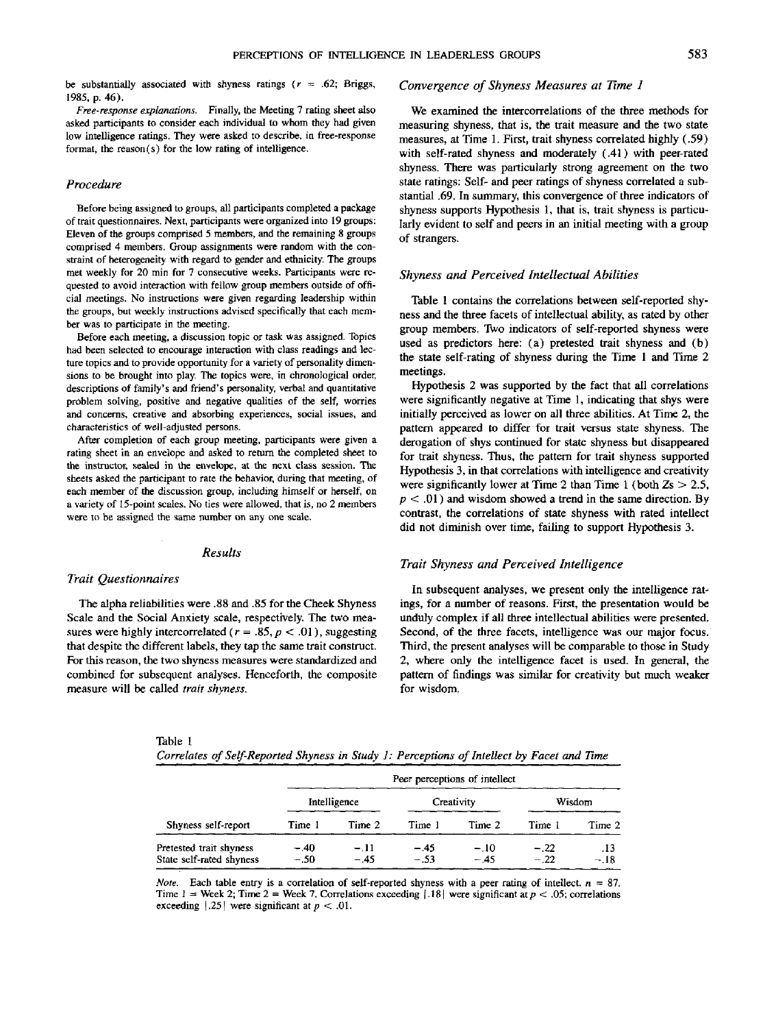be substantially associated with shyness ratings ($r = .62$; Briggs, 1985, p. 46).

*Free-response explanations.* Finally, the Meeting 7 rating sheet also asked participants to consider each individual to whom they had given low intelligence ratings. They were asked to describe, in free-response format, the reason(s) for the low rating of intelligence.

### Procedure

Before being assigned to groups, all participants completed a package of trait questionnaires. Next, participants were organized into 19 groups: Eleven of the groups comprised 5 members, and the remaining 8 groups comprised 4 members. Group assignments were random with the constraint of heterogeneity with regard to gender and ethnicity. The groups met weekly for 20 min for 7 consecutive weeks. Participants were requested to avoid interaction with fellow group members outside of official meetings. No instructions were given regarding leadership within the groups, but weekly instructions advised specifically that each member was to participate in the meeting.

Before each meeting, a discussion topic or task was assigned. Topics had been selected to encourage interaction with class readings and lecture topics and to provide opportunity for a variety of personality dimensions to be brought into play. The topics were, in chronological order, descriptions of family's and friend's personality, verbal and quantitative problem solving, positive and negative qualities of the self, worries and concerns, creative and absorbing experiences, social issues, and characteristics of well-adjusted persons.

After completion of each group meeting, participants were given a rating sheet in an envelope and asked to return the completed sheet to the instructor, sealed in the envelope, at the next class session. The sheets asked the participant to rate the behavior, during that meeting, of each member of the discussion group, including himself or herself, on a variety of 15-point scales. No ties were allowed, that is, no 2 members were to be assigned the same number on any one scale.

## Results

### Trait Questionnaires

The alpha reliabilities were .88 and .85 for the Cheek Shyness Scale and the Social Anxiety scale, respectively. The two measures were highly intercorrelated ($r = .85$, $p < .01$), suggesting that despite the different labels, they tap the same trait construct. For this reason, the two shyness measures were standardized and combined for subsequent analyses. Henceforth, the composite measure will be called *trait shyness*.

### Convergence of Shyness Measures at Time 1

We examined the intercorrelations of the three methods for measuring shyness, that is, the trait measure and the two state measures, at Time 1. First, trait shyness correlated highly (.59) with self-rated shyness and moderately (.41) with peer-rated shyness. There was particularly strong agreement on the two state ratings: Self- and peer ratings of shyness correlated a substantial .69. In summary, this convergence of three indicators of shyness supports Hypothesis 1, that is, trait shyness is particularly evident to self and peers in an initial meeting with a group of strangers.

### Shyness and Perceived Intellectual Abilities

Table 1 contains the correlations between self-reported shyness and the three facets of intellectual ability, as rated by other group members. Two indicators of self-reported shyness were used as predictors here: (a) pretested trait shyness and (b) the state self-rating of shyness during the Time 1 and Time 2 meetings.

Hypothesis 2 was supported by the fact that all correlations were significantly negative at Time 1, indicating that shys were initially perceived as lower on all three abilities. At Time 2, the pattern appeared to differ for trait versus state shyness. The derogation of shys continued for state shyness but disappeared for trait shyness. Thus, the pattern for trait shyness supported Hypothesis 3, in that correlations with intelligence and creativity were significantly lower at Time 2 than Time 1 (both $Zs > 2.5$, $p < .01$) and wisdom showed a trend in the same direction. By contrast, the correlations of state shyness with rated intellect did not diminish over time, failing to support Hypothesis 3.

### Trait Shyness and Perceived Intelligence

In subsequent analyses, we present only the intelligence ratings, for a number of reasons. First, the presentation would be unduly complex if all three intellectual abilities were presented. Second, of the three facets, intelligence was our major focus. Third, the present analyses will be comparable to those in Study 2, where only the intelligence facet is used. In general, the pattern of findings was similar for creativity but much weaker for wisdom.

Table 1
*Correlates of Self-Reported Shyness in Study 1: Perceptions of Intellect by Facet and Time*

| | Peer perceptions of intellect | | | | | |
|---|---|---|---|---|---|---|
| | Intelligence | | Creativity | | Wisdom | |
| Shyness self-report | Time 1 | Time 2 | Time 1 | Time 2 | Time 1 | Time 2 |
| Pretested trait shyness | −.40 | −.11 | −.45 | −.10 | −.22 | .13 |
| State self-rated shyness | −.50 | −.45 | −.53 | −.45 | −.22 | −.18 |

*Note.* Each table entry is a correlation of self-reported shyness with a peer rating of intellect. $n = 87$. Time 1 = Week 2; Time 2 = Week 7. Correlations exceeding $|.18|$ were significant at $p < .05$; correlations exceeding $|.25|$ were significant at $p < .01$.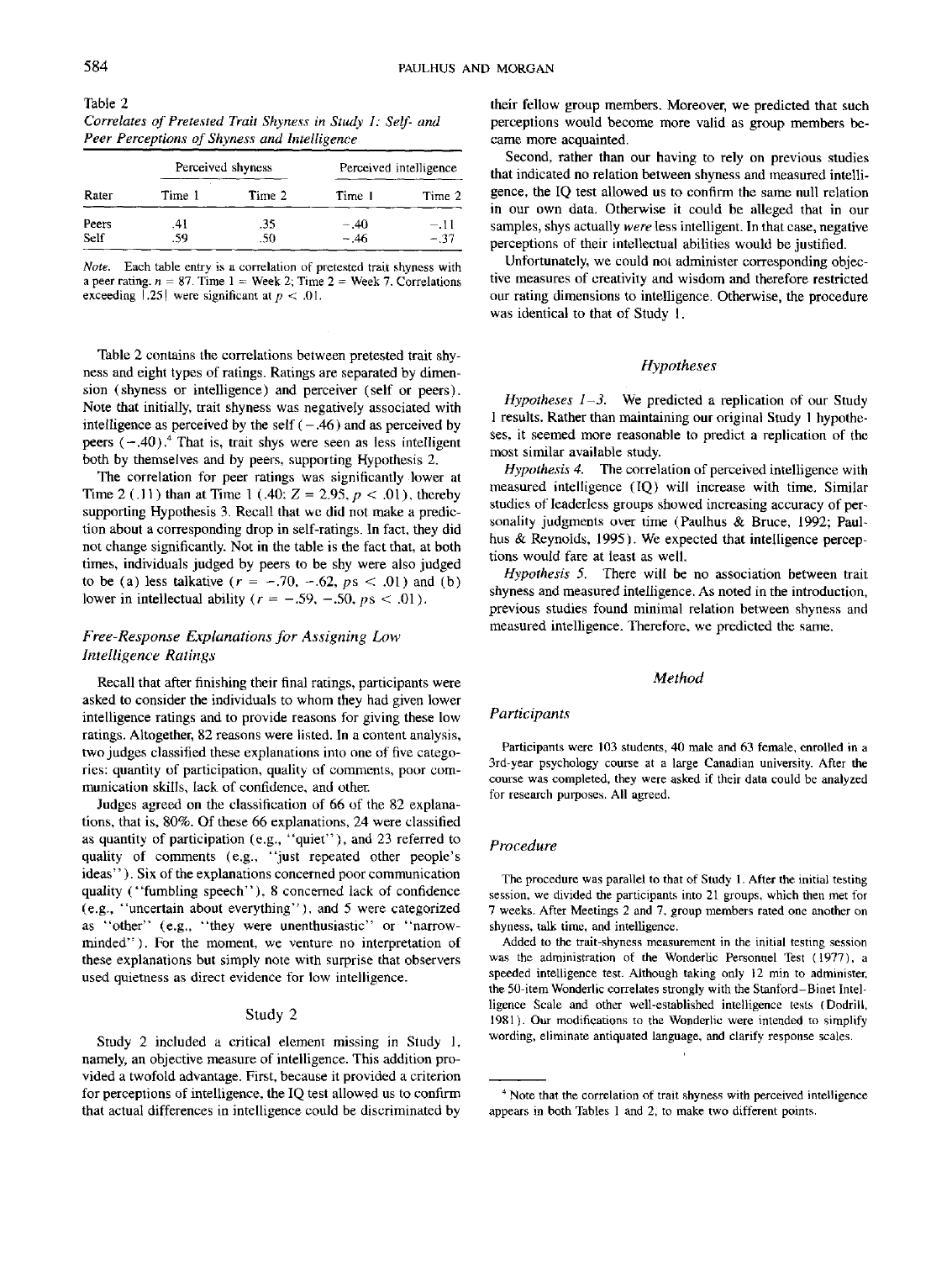Table 2
*Correlates of Pretested Trait Shyness in Study 1: Self- and Peer Perceptions of Shyness and Intelligence*

| Rater | Perceived shyness | | Perceived intelligence | |
|---|---|---|---|---|
| | Time 1 | Time 2 | Time 1 | Time 2 |
| Peers | .41 | .35 | −.40 | −.11 |
| Self | .59 | .50 | −.46 | −.37 |

*Note.* Each table entry is a correlation of pretested trait shyness with a peer rating. $n = 87$. Time 1 = Week 2; Time 2 = Week 7. Correlations exceeding $|.25|$ were significant at $p < .01$.

Table 2 contains the correlations between pretested trait shyness and eight types of ratings. Ratings are separated by dimension (shyness or intelligence) and perceiver (self or peers). Note that initially, trait shyness was negatively associated with intelligence as perceived by the self (−.46) and as perceived by peers (−.40).[4] That is, trait shys were seen as less intelligent both by themselves and by peers, supporting Hypothesis 2.

The correlation for peer ratings was significantly lower at Time 2 (.11) than at Time 1 (.40; $Z = 2.95$, $p < .01$), thereby supporting Hypothesis 3. Recall that we did not make a prediction about a corresponding drop in self-ratings. In fact, they did not change significantly. Not in the table is the fact that, at both times, individuals judged by peers to be shy were also judged to be (a) less talkative ($r = -.70, -.62$, $ps < .01$) and (b) lower in intellectual ability ($r = -.59, -.50$, $ps < .01$).

### Free-Response Explanations for Assigning Low Intelligence Ratings

Recall that after finishing their final ratings, participants were asked to consider the individuals to whom they had given lower intelligence ratings and to provide reasons for giving these low ratings. Altogether, 82 reasons were listed. In a content analysis, two judges classified these explanations into one of five categories: quantity of participation, quality of comments, poor communication skills, lack of confidence, and other.

Judges agreed on the classification of 66 of the 82 explanations, that is, 80%. Of these 66 explanations, 24 were classified as quantity of participation (e.g., "quiet"), and 23 referred to quality of comments (e.g., "just repeated other people's ideas"). Six of the explanations concerned poor communication quality ("fumbling speech"), 8 concerned lack of confidence (e.g., "uncertain about everything"), and 5 were categorized as "other" (e.g., "they were unenthusiastic" or "narrow-minded"). For the moment, we venture no interpretation of these explanations but simply note with surprise that observers used quietness as direct evidence for low intelligence.

## Study 2

Study 2 included a critical element missing in Study 1, namely, an objective measure of intelligence. This addition provided a twofold advantage. First, because it provided a criterion for perceptions of intelligence, the IQ test allowed us to confirm that actual differences in intelligence could be discriminated by their fellow group members. Moreover, we predicted that such perceptions would become more valid as group members became more acquainted.

Second, rather than our having to rely on previous studies that indicated no relation between shyness and measured intelligence, the IQ test allowed us to confirm the same null relation in our own data. Otherwise it could be alleged that in our samples, shys actually *were* less intelligent. In that case, negative perceptions of their intellectual abilities would be justified.

Unfortunately, we could not administer corresponding objective measures of creativity and wisdom and therefore restricted our rating dimensions to intelligence. Otherwise, the procedure was identical to that of Study 1.

### Hypotheses

*Hypotheses 1–3.* We predicted a replication of our Study 1 results. Rather than maintaining our original Study 1 hypotheses, it seemed more reasonable to predict a replication of the most similar available study.

*Hypothesis 4.* The correlation of perceived intelligence with measured intelligence (IQ) will increase with time. Similar studies of leaderless groups showed increasing accuracy of personality judgments over time (Paulhus & Bruce, 1992; Paulhus & Reynolds, 1995). We expected that intelligence perceptions would fare at least as well.

*Hypothesis 5.* There will be no association between trait shyness and measured intelligence. As noted in the introduction, previous studies found minimal relation between shyness and measured intelligence. Therefore, we predicted the same.

### Method

#### Participants

Participants were 103 students, 40 male and 63 female, enrolled in a 3rd-year psychology course at a large Canadian university. After the course was completed, they were asked if their data could be analyzed for research purposes. All agreed.

#### Procedure

The procedure was parallel to that of Study 1. After the initial testing session, we divided the participants into 21 groups, which then met for 7 weeks. After Meetings 2 and 7, group members rated one another on shyness, talk time, and intelligence.

Added to the trait-shyness measurement in the initial testing session was the administration of the Wonderlic Personnel Test (1977), a speeded intelligence test. Although taking only 12 min to administer, the 50-item Wonderlic correlates strongly with the Stanford–Binet Intelligence Scale and other well-established intelligence tests (Dodrill, 1981). Our modifications to the Wonderlic were intended to simplify wording, eliminate antiquated language, and clarify response scales.

---

[4] Note that the correlation of trait shyness with perceived intelligence appears in both Tables 1 and 2, to make two different points.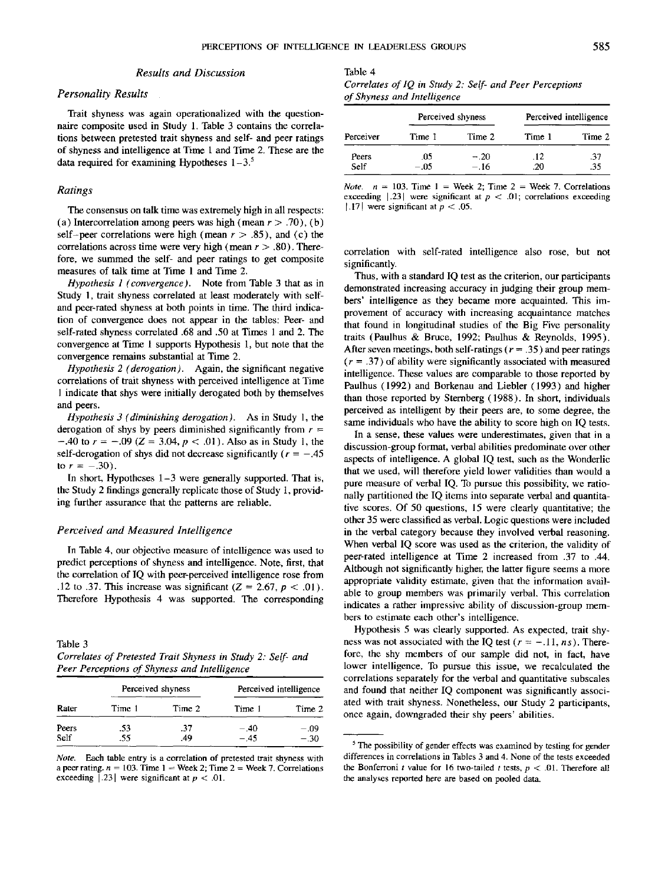## Results and Discussion

### Personality Results

Trait shyness was again operationalized with the questionnaire composite used in Study 1. Table 3 contains the correlations between pretested trait shyness and self- and peer ratings of shyness and intelligence at Time 1 and Time 2. These are the data required for examining Hypotheses 1–3.[5]

### Ratings

The consensus on talk time was extremely high in all respects: (a) Intercorrelation among peers was high (mean $r > .70$), (b) self–peer correlations were high (mean $r > .85$), and (c) the correlations across time were very high (mean $r > .80$). Therefore, we summed the self- and peer ratings to get composite measures of talk time at Time 1 and Time 2.

*Hypothesis 1 (convergence).* Note from Table 3 that as in Study 1, trait shyness correlated at least moderately with self- and peer-rated shyness at both points in time. The third indication of convergence does not appear in the tables: Peer- and self-rated shyness correlated .68 and .50 at Times 1 and 2. The convergence at Time 1 supports Hypothesis 1, but note that the convergence remains substantial at Time 2.

*Hypothesis 2 (derogation).* Again, the significant negative correlations of trait shyness with perceived intelligence at Time 1 indicate that shys were initially derogated both by themselves and peers.

*Hypothesis 3 (diminishing derogation).* As in Study 1, the derogation of shys by peers diminished significantly from $r = -.40$ to $r = -.09$ ($Z = 3.04$, $p < .01$). Also as in Study 1, the self-derogation of shys did not decrease significantly ($r = -.45$ to $r = -.30$).

In short, Hypotheses 1–3 were generally supported. That is, the Study 2 findings generally replicate those of Study 1, providing further assurance that the patterns are reliable.

### Perceived and Measured Intelligence

In Table 4, our objective measure of intelligence was used to predict perceptions of shyness and intelligence. Note, first, that the correlation of IQ with peer-perceived intelligence rose from .12 to .37. This increase was significant ($Z = 2.67$, $p < .01$). Therefore Hypothesis 4 was supported. The corresponding correlation with self-rated intelligence also rose, but not significantly.

Table 3
*Correlates of Pretested Trait Shyness in Study 2: Self- and Peer Perceptions of Shyness and Intelligence*

| | Perceived shyness | | Perceived intelligence | |
|---|---|---|---|---|
| Rater | Time 1 | Time 2 | Time 1 | Time 2 |
| Peers | .53 | .37 | −.40 | −.09 |
| Self | .55 | .49 | −.45 | −.30 |

*Note.* Each table entry is a correlation of pretested trait shyness with a peer rating. $n = 103$. Time 1 = Week 2; Time 2 = Week 7. Correlations exceeding $|.23|$ were significant at $p < .01$.

Table 4
*Correlates of IQ in Study 2: Self- and Peer Perceptions of Shyness and Intelligence*

| | Perceived shyness | | Perceived intelligence | |
|---|---|---|---|---|
| Perceiver | Time 1 | Time 2 | Time 1 | Time 2 |
| Peers | .05 | −.20 | .12 | .37 |
| Self | −.05 | −.16 | .20 | .35 |

*Note.* $n = 103$. Time 1 = Week 2; Time 2 = Week 7. Correlations exceeding $|.23|$ were significant at $p < .01$; correlations exceeding $|.17|$ were significant at $p < .05$.

Thus, with a standard IQ test as the criterion, our participants demonstrated increasing accuracy in judging their group members' intelligence as they became more acquainted. This improvement of accuracy with increasing acquaintance matches that found in longitudinal studies of the Big Five personality traits (Paulhus & Bruce, 1992; Paulhus & Reynolds, 1995). After seven meetings, both self-ratings ($r = .35$) and peer ratings ($r = .37$) of ability were significantly associated with measured intelligence. These values are comparable to those reported by Paulhus (1992) and Borkenau and Liebler (1993) and higher than those reported by Sternberg (1988). In short, individuals perceived as intelligent by their peers are, to some degree, the same individuals who have the ability to score high on IQ tests.

In a sense, these values were underestimates, given that in a discussion-group format, verbal abilities predominate over other aspects of intelligence. A global IQ test, such as the Wonderlic that we used, will therefore yield lower validities than would a pure measure of verbal IQ. To pursue this possibility, we rationally partitioned the IQ items into separate verbal and quantitative scores. Of 50 questions, 15 were clearly quantitative; the other 35 were classified as verbal. Logic questions were included in the verbal category because they involved verbal reasoning. When verbal IQ score was used as the criterion, the validity of peer-rated intelligence at Time 2 increased from .37 to .44. Although not significantly higher, the latter figure seems a more appropriate validity estimate, given that the information available to group members was primarily verbal. This correlation indicates a rather impressive ability of discussion-group members to estimate each other's intelligence.

Hypothesis 5 was clearly supported. As expected, trait shyness was not associated with the IQ test ($r = -.11$, *ns*). Therefore, the shy members of our sample did not, in fact, have lower intelligence. To pursue this issue, we recalculated the correlations separately for the verbal and quantitative subscales and found that neither IQ component was significantly associated with trait shyness. Nonetheless, our Study 2 participants, once again, downgraded their shy peers' abilities.

[5] The possibility of gender effects was examined by testing for gender differences in correlations in Tables 3 and 4. None of the tests exceeded the Bonferroni $t$ value for 16 two-tailed $t$ tests, $p < .01$. Therefore all the analyses reported here are based on pooled data.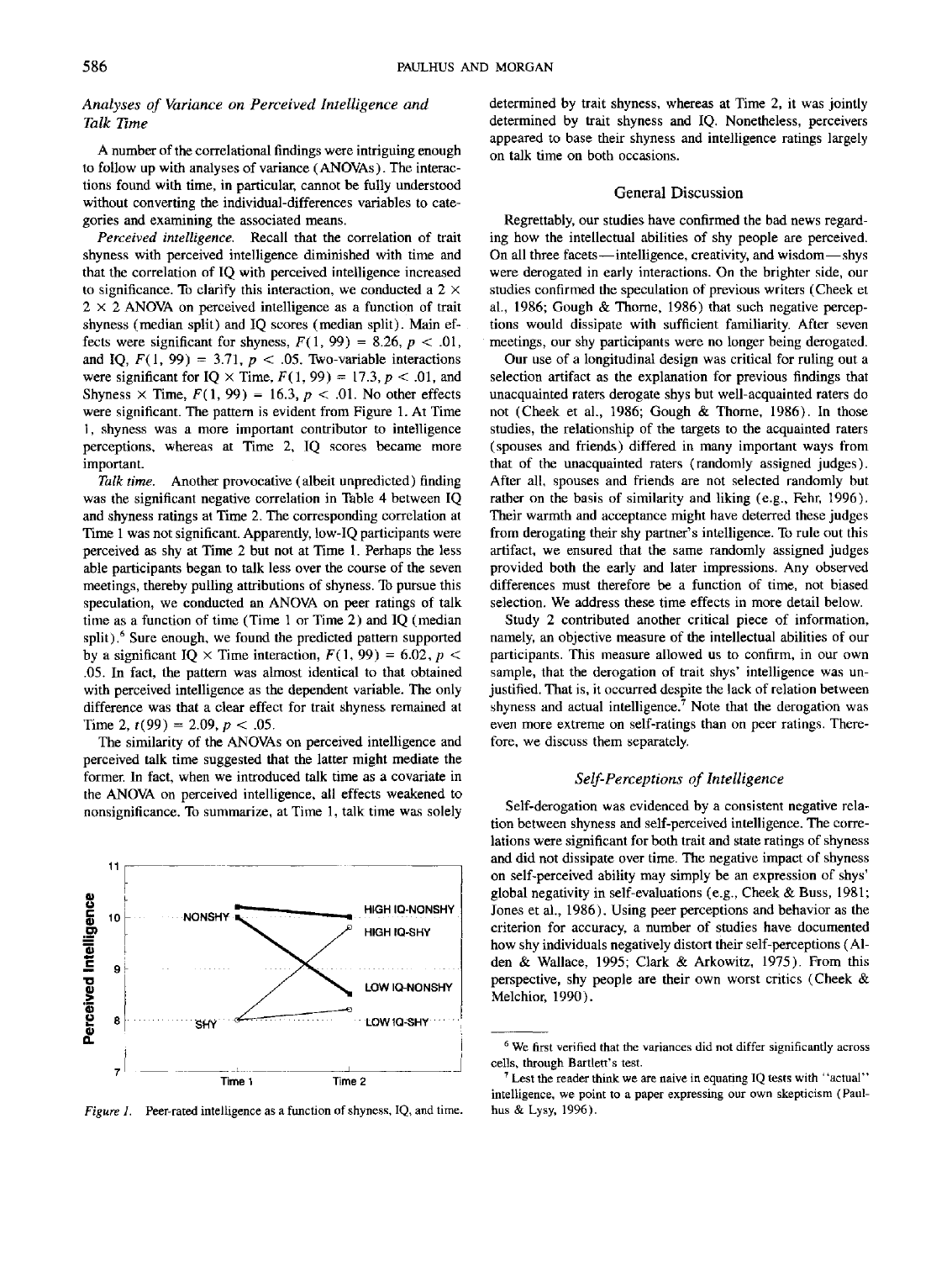### *Analyses of Variance on Perceived Intelligence and Talk Time*

A number of the correlational findings were intriguing enough to follow up with analyses of variance (ANOVAs). The interactions found with time, in particular, cannot be fully understood without converting the individual-differences variables to categories and examining the associated means.

*Perceived intelligence.* Recall that the correlation of trait shyness with perceived intelligence diminished with time and that the correlation of IQ with perceived intelligence increased to significance. To clarify this interaction, we conducted a 2 × 2 × 2 ANOVA on perceived intelligence as a function of trait shyness (median split) and IQ scores (median split). Main effects were significant for shyness, $F(1, 99) = 8.26$, $p < .01$, and IQ, $F(1, 99) = 3.71$, $p < .05$. Two-variable interactions were significant for IQ × Time, $F(1, 99) = 17.3$, $p < .01$, and Shyness × Time, $F(1, 99) = 16.3$, $p < .01$. No other effects were significant. The pattern is evident from Figure 1. At Time 1, shyness was a more important contributor to intelligence perceptions, whereas at Time 2, IQ scores became more important.

*Talk time.* Another provocative (albeit unpredicted) finding was the significant negative correlation in Table 4 between IQ and shyness ratings at Time 2. The corresponding correlation at Time 1 was not significant. Apparently, low-IQ participants were perceived as shy at Time 2 but not at Time 1. Perhaps the less able participants began to talk less over the course of the seven meetings, thereby pulling attributions of shyness. To pursue this speculation, we conducted an ANOVA on peer ratings of talk time as a function of time (Time 1 or Time 2) and IQ (median split).[6] Sure enough, we found the predicted pattern supported by a significant IQ × Time interaction, $F(1, 99) = 6.02$, $p < .05$. In fact, the pattern was almost identical to that obtained with perceived intelligence as the dependent variable. The only difference was that a clear effect for trait shyness remained at Time 2, $t(99) = 2.09$, $p < .05$.

The similarity of the ANOVAs on perceived intelligence and perceived talk time suggested that the latter might mediate the former. In fact, when we introduced talk time as a covariate in the ANOVA on perceived intelligence, all effects weakened to nonsignificance. To summarize, at Time 1, talk time was solely determined by trait shyness, whereas at Time 2, it was jointly determined by trait shyness and IQ. Nonetheless, perceivers appeared to base their shyness and intelligence ratings largely on talk time on both occasions.

*Figure 1.* Peer-rated intelligence as a function of shyness, IQ, and time.

## General Discussion

Regrettably, our studies have confirmed the bad news regarding how the intellectual abilities of shy people are perceived. On all three facets—intelligence, creativity, and wisdom—shys were derogated in early interactions. On the brighter side, our studies confirmed the speculation of previous writers (Cheek et al., 1986; Gough & Thorne, 1986) that such negative perceptions would dissipate with sufficient familiarity. After seven meetings, our shy participants were no longer being derogated.

Our use of a longitudinal design was critical for ruling out a selection artifact as the explanation for previous findings that unacquainted raters derogate shys but well-acquainted raters do not (Cheek et al., 1986; Gough & Thorne, 1986). In those studies, the relationship of the targets to the acquainted raters (spouses and friends) differed in many important ways from that of the unacquainted raters (randomly assigned judges). After all, spouses and friends are not selected randomly but rather on the basis of similarity and liking (e.g., Fehr, 1996). Their warmth and acceptance might have deterred these judges from derogating their shy partner's intelligence. To rule out this artifact, we ensured that the same randomly assigned judges provided both the early and later impressions. Any observed differences must therefore be a function of time, not biased selection. We address these time effects in more detail below.

Study 2 contributed another critical piece of information, namely, an objective measure of the intellectual abilities of our participants. This measure allowed us to confirm, in our own sample, that the derogation of trait shys' intelligence was unjustified. That is, it occurred despite the lack of relation between shyness and actual intelligence.[7] Note that the derogation was even more extreme on self-ratings than on peer ratings. Therefore, we discuss them separately.

### *Self-Perceptions of Intelligence*

Self-derogation was evidenced by a consistent negative relation between shyness and self-perceived intelligence. The correlations were significant for both trait and state ratings of shyness and did not dissipate over time. The negative impact of shyness on self-perceived ability may simply be an expression of shys' global negativity in self-evaluations (e.g., Cheek & Buss, 1981; Jones et al., 1986). Using peer perceptions and behavior as the criterion for accuracy, a number of studies have documented how shy individuals negatively distort their self-perceptions (Alden & Wallace, 1995; Clark & Arkowitz, 1975). From this perspective, shy people are their own worst critics (Cheek & Melchior, 1990).

---

[6] We first verified that the variances did not differ significantly across cells, through Bartlett's test.

[7] Lest the reader think we are naive in equating IQ tests with "actual" intelligence, we point to a paper expressing our own skepticism (Paulhus & Lysy, 1996).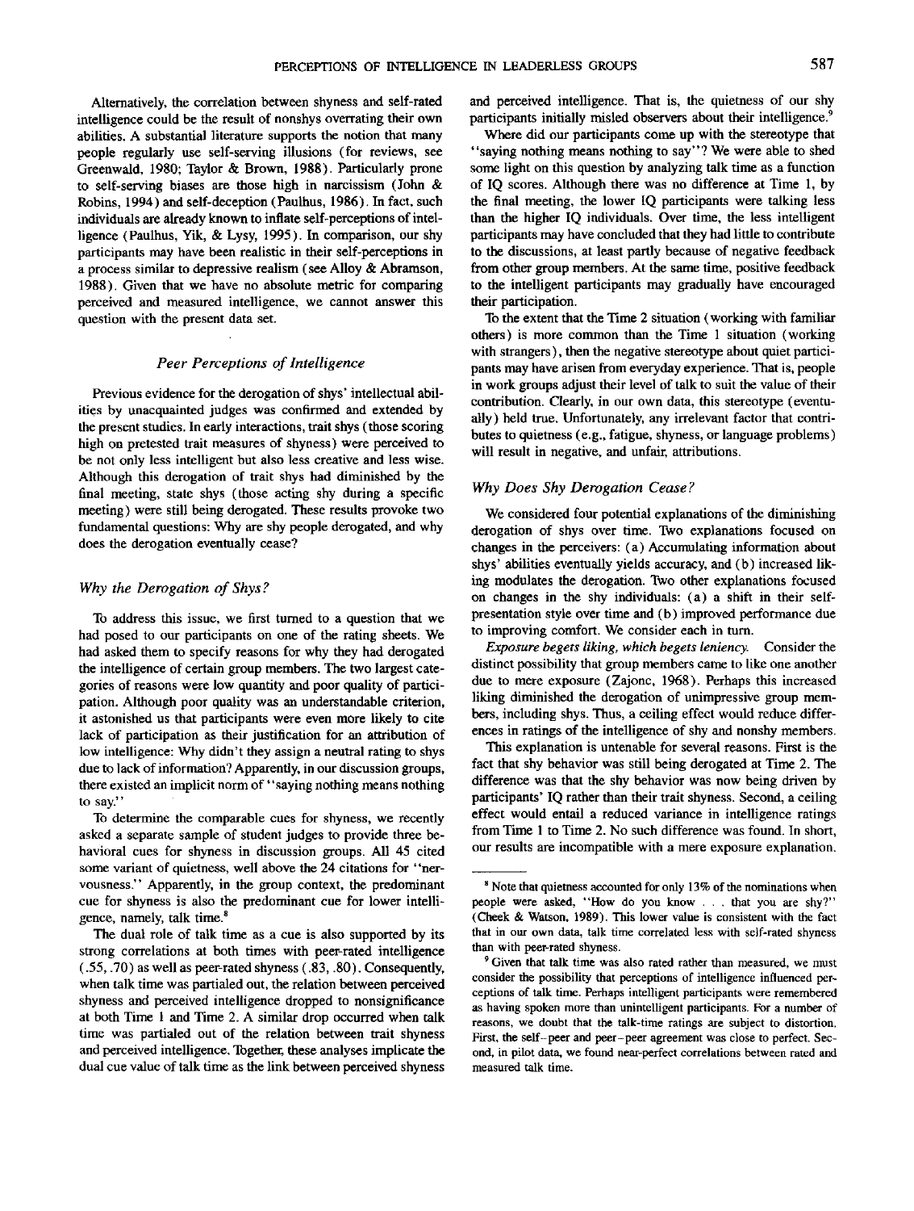Alternatively, the correlation between shyness and self-rated intelligence could be the result of nonshys overrating their own abilities. A substantial literature supports the notion that many people regularly use self-serving illusions (for reviews, see Greenwald, 1980; Taylor & Brown, 1988). Particularly prone to self-serving biases are those high in narcissism (John & Robins, 1994) and self-deception (Paulhus, 1986). In fact, such individuals are already known to inflate self-perceptions of intelligence (Paulhus, Yik, & Lysy, 1995). In comparison, our shy participants may have been realistic in their self-perceptions in a process similar to depressive realism (see Alloy & Abramson, 1988). Given that we have no absolute metric for comparing perceived and measured intelligence, we cannot answer this question with the present data set.

### *Peer Perceptions of Intelligence*

Previous evidence for the derogation of shys' intellectual abilities by unacquainted judges was confirmed and extended by the present studies. In early interactions, trait shys (those scoring high on pretested trait measures of shyness) were perceived to be not only less intelligent but also less creative and less wise. Although this derogation of trait shys had diminished by the final meeting, state shys (those acting shy during a specific meeting) were still being derogated. These results provoke two fundamental questions: Why are shy people derogated, and why does the derogation eventually cease?

### *Why the Derogation of Shys?*

To address this issue, we first turned to a question that we had posed to our participants on one of the rating sheets. We had asked them to specify reasons for why they had derogated the intelligence of certain group members. The two largest categories of reasons were low quantity and poor quality of participation. Although poor quality was an understandable criterion, it astonished us that participants were even more likely to cite lack of participation as their justification for an attribution of low intelligence: Why didn't they assign a neutral rating to shys due to lack of information? Apparently, in our discussion groups, there existed an implicit norm of "saying nothing means nothing to say."

To determine the comparable cues for shyness, we recently asked a separate sample of student judges to provide three behavioral cues for shyness in discussion groups. All 45 cited some variant of quietness, well above the 24 citations for "nervousness." Apparently, in the group context, the predominant cue for shyness is also the predominant cue for lower intelligence, namely, talk time.[8]

The dual role of talk time as a cue is also supported by its strong correlations at both times with peer-rated intelligence (.55, .70) as well as peer-rated shyness (.83, .80). Consequently, when talk time was partialed out, the relation between perceived shyness and perceived intelligence dropped to nonsignificance at both Time 1 and Time 2. A similar drop occurred when talk time was partialed out of the relation between trait shyness and perceived intelligence. Together, these analyses implicate the dual cue value of talk time as the link between perceived shyness and perceived intelligence. That is, the quietness of our shy participants initially misled observers about their intelligence.[9]

Where did our participants come up with the stereotype that "saying nothing means nothing to say"? We were able to shed some light on this question by analyzing talk time as a function of IQ scores. Although there was no difference at Time 1, by the final meeting, the lower IQ participants were talking less than the higher IQ individuals. Over time, the less intelligent participants may have concluded that they had little to contribute to the discussions, at least partly because of negative feedback from other group members. At the same time, positive feedback to the intelligent participants may gradually have encouraged their participation.

To the extent that the Time 2 situation (working with familiar others) is more common than the Time 1 situation (working with strangers), then the negative stereotype about quiet participants may have arisen from everyday experience. That is, people in work groups adjust their level of talk to suit the value of their contribution. Clearly, in our own data, this stereotype (eventually) held true. Unfortunately, any irrelevant factor that contributes to quietness (e.g., fatigue, shyness, or language problems) will result in negative, and unfair, attributions.

### *Why Does Shy Derogation Cease?*

We considered four potential explanations of the diminishing derogation of shys over time. Two explanations focused on changes in the perceivers: (a) Accumulating information about shys' abilities eventually yields accuracy, and (b) increased liking modulates the derogation. Two other explanations focused on changes in the shy individuals: (a) a shift in their self-presentation style over time and (b) improved performance due to improving comfort. We consider each in turn.

*Exposure begets liking, which begets leniency.* Consider the distinct possibility that group members came to like one another due to mere exposure (Zajonc, 1968). Perhaps this increased liking diminished the derogation of unimpressive group members, including shys. Thus, a ceiling effect would reduce differences in ratings of the intelligence of shy and nonshy members.

This explanation is untenable for several reasons. First is the fact that shy behavior was still being derogated at Time 2. The difference was that the shy behavior was now being driven by participants' IQ rather than their trait shyness. Second, a ceiling effect would entail a reduced variance in intelligence ratings from Time 1 to Time 2. No such difference was found. In short, our results are incompatible with a mere exposure explanation.

---

[8] Note that quietness accounted for only 13% of the nominations when people were asked, "How do you know . . . that you are shy?" (Cheek & Watson, 1989). This lower value is consistent with the fact that in our own data, talk time correlated less with self-rated shyness than with peer-rated shyness.

[9] Given that talk time was also rated rather than measured, we must consider the possibility that perceptions of intelligence influenced perceptions of talk time. Perhaps intelligent participants were remembered as having spoken more than unintelligent participants. For a number of reasons, we doubt that the talk-time ratings are subject to distortion. First, the self–peer and peer–peer agreement was close to perfect. Second, in pilot data, we found near-perfect correlations between rated and measured talk time.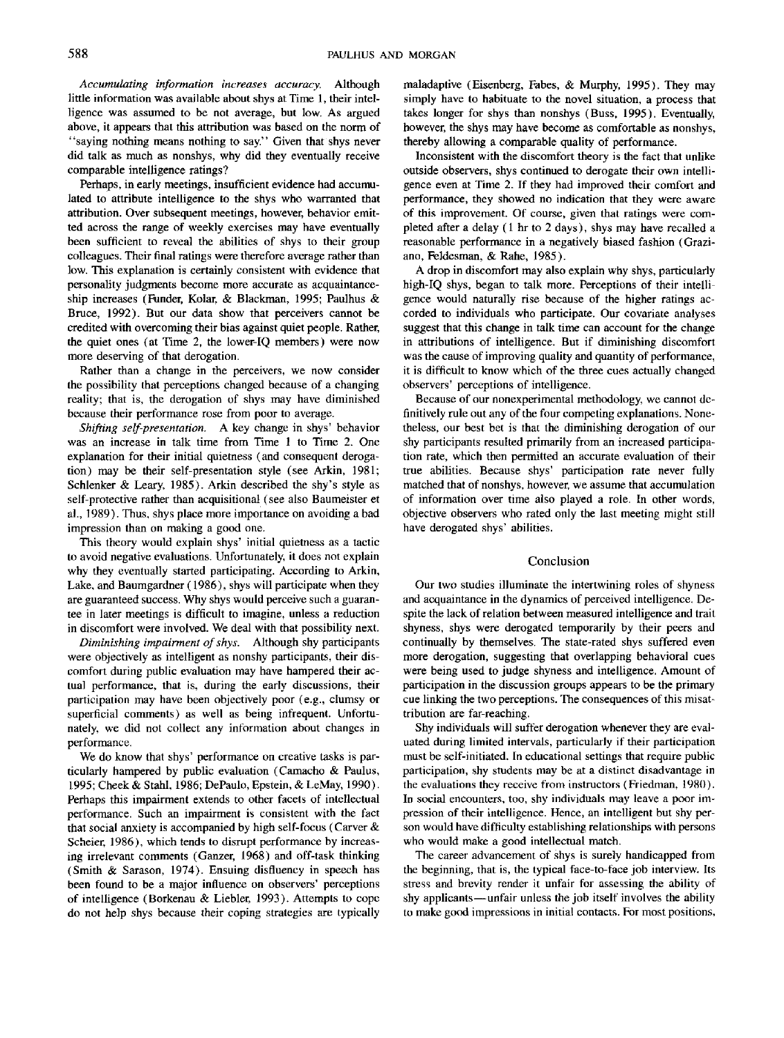*Accumulating information increases accuracy.* Although little information was available about shys at Time 1, their intelligence was assumed to be not average, but low. As argued above, it appears that this attribution was based on the norm of "saying nothing means nothing to say." Given that shys never did talk as much as nonshys, why did they eventually receive comparable intelligence ratings?

Perhaps, in early meetings, insufficient evidence had accumulated to attribute intelligence to the shys who warranted that attribution. Over subsequent meetings, however, behavior emitted across the range of weekly exercises may have eventually been sufficient to reveal the abilities of shys to their group colleagues. Their final ratings were therefore average rather than low. This explanation is certainly consistent with evidence that personality judgments become more accurate as acquaintanceship increases (Funder, Kolar, & Blackman, 1995; Paulhus & Bruce, 1992). But our data show that perceivers cannot be credited with overcoming their bias against quiet people. Rather, the quiet ones (at Time 2, the lower-IQ members) were now more deserving of that derogation.

Rather than a change in the perceivers, we now consider the possibility that perceptions changed because of a changing reality; that is, the derogation of shys may have diminished because their performance rose from poor to average.

*Shifting self-presentation.* A key change in shys' behavior was an increase in talk time from Time 1 to Time 2. One explanation for their initial quietness (and consequent derogation) may be their self-presentation style (see Arkin, 1981; Schlenker & Leary, 1985). Arkin described the shy's style as self-protective rather than acquisitional (see also Baumeister et al., 1989). Thus, shys place more importance on avoiding a bad impression than on making a good one.

This theory would explain shys' initial quietness as a tactic to avoid negative evaluations. Unfortunately, it does not explain why they eventually started participating. According to Arkin, Lake, and Baumgardner (1986), shys will participate when they are guaranteed success. Why shys would perceive such a guarantee in later meetings is difficult to imagine, unless a reduction in discomfort were involved. We deal with that possibility next.

*Diminishing impairment of shys.* Although shy participants were objectively as intelligent as nonshy participants, their discomfort during public evaluation may have hampered their actual performance, that is, during the early discussions, their participation may have been objectively poor (e.g., clumsy or superficial comments) as well as being infrequent. Unfortunately, we did not collect any information about changes in performance.

We do know that shys' performance on creative tasks is particularly hampered by public evaluation (Camacho & Paulus, 1995; Cheek & Stahl, 1986; DePaulo, Epstein, & LeMay, 1990). Perhaps this impairment extends to other facets of intellectual performance. Such an impairment is consistent with the fact that social anxiety is accompanied by high self-focus (Carver & Scheier, 1986), which tends to disrupt performance by increasing irrelevant comments (Ganzer, 1968) and off-task thinking (Smith & Sarason, 1974). Ensuing disfluency in speech has been found to be a major influence on observers' perceptions of intelligence (Borkenau & Liebler, 1993). Attempts to cope do not help shys because their coping strategies are typically maladaptive (Eisenberg, Fabes, & Murphy, 1995). They may simply have to habituate to the novel situation, a process that takes longer for shys than nonshys (Buss, 1995). Eventually, however, the shys may have become as comfortable as nonshys, thereby allowing a comparable quality of performance.

Inconsistent with the discomfort theory is the fact that unlike outside observers, shys continued to derogate their own intelligence even at Time 2. If they had improved their comfort and performance, they showed no indication that they were aware of this improvement. Of course, given that ratings were completed after a delay (1 hr to 2 days), shys may have recalled a reasonable performance in a negatively biased fashion (Graziano, Feldesman, & Rahe, 1985).

A drop in discomfort may also explain why shys, particularly high-IQ shys, began to talk more. Perceptions of their intelligence would naturally rise because of the higher ratings accorded to individuals who participate. Our covariate analyses suggest that this change in talk time can account for the change in attributions of intelligence. But if diminishing discomfort was the cause of improving quality and quantity of performance, it is difficult to know which of the three cues actually changed observers' perceptions of intelligence.

Because of our nonexperimental methodology, we cannot definitively rule out any of the four competing explanations. Nonetheless, our best bet is that the diminishing derogation of our shy participants resulted primarily from an increased participation rate, which then permitted an accurate evaluation of their true abilities. Because shys' participation rate never fully matched that of nonshys, however, we assume that accumulation of information over time also played a role. In other words, objective observers who rated only the last meeting might still have derogated shys' abilities.

## Conclusion

Our two studies illuminate the intertwining roles of shyness and acquaintance in the dynamics of perceived intelligence. Despite the lack of relation between measured intelligence and trait shyness, shys were derogated temporarily by their peers and continually by themselves. The state-rated shys suffered even more derogation, suggesting that overlapping behavioral cues were being used to judge shyness and intelligence. Amount of participation in the discussion groups appears to be the primary cue linking the two perceptions. The consequences of this misattribution are far-reaching.

Shy individuals will suffer derogation whenever they are evaluated during limited intervals, particularly if their participation must be self-initiated. In educational settings that require public participation, shy students may be at a distinct disadvantage in the evaluations they receive from instructors (Friedman, 1980). In social encounters, too, shy individuals may leave a poor impression of their intelligence. Hence, an intelligent but shy person would have difficulty establishing relationships with persons who would make a good intellectual match.

The career advancement of shys is surely handicapped from the beginning, that is, the typical face-to-face job interview. Its stress and brevity render it unfair for assessing the ability of shy applicants—unfair unless the job itself involves the ability to make good impressions in initial contacts. For most positions,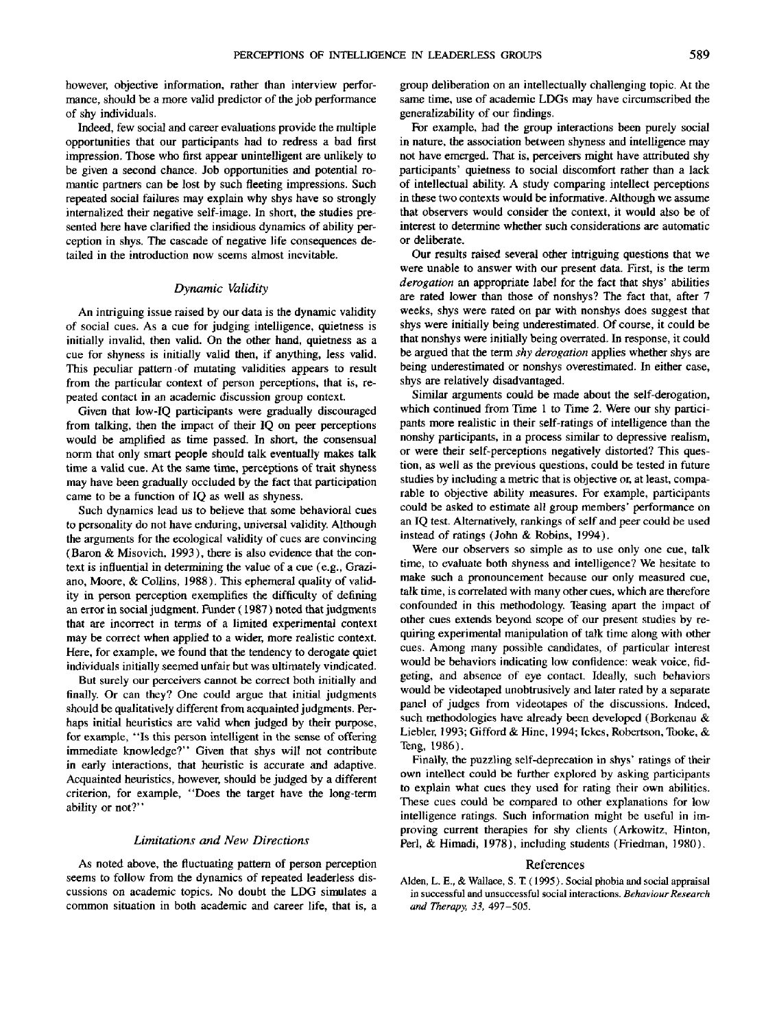however, objective information, rather than interview performance, should be a more valid predictor of the job performance of shy individuals.

Indeed, few social and career evaluations provide the multiple opportunities that our participants had to redress a bad first impression. Those who first appear unintelligent are unlikely to be given a second chance. Job opportunities and potential romantic partners can be lost by such fleeting impressions. Such repeated social failures may explain why shys have so strongly internalized their negative self-image. In short, the studies presented here have clarified the insidious dynamics of ability perception in shys. The cascade of negative life consequences detailed in the introduction now seems almost inevitable.

### *Dynamic Validity*

An intriguing issue raised by our data is the dynamic validity of social cues. As a cue for judging intelligence, quietness is initially invalid, then valid. On the other hand, quietness as a cue for shyness is initially valid then, if anything, less valid. This peculiar pattern of mutating validities appears to result from the particular context of person perceptions, that is, repeated contact in an academic discussion group context.

Given that low-IQ participants were gradually discouraged from talking, then the impact of their IQ on peer perceptions would be amplified as time passed. In short, the consensual norm that only smart people should talk eventually makes talk time a valid cue. At the same time, perceptions of trait shyness may have been gradually occluded by the fact that participation came to be a function of IQ as well as shyness.

Such dynamics lead us to believe that some behavioral cues to personality do not have enduring, universal validity. Although the arguments for the ecological validity of cues are convincing (Baron & Misovich, 1993), there is also evidence that the context is influential in determining the value of a cue (e.g., Graziano, Moore, & Collins, 1988). This ephemeral quality of validity in person perception exemplifies the difficulty of defining an error in social judgment. Funder (1987) noted that judgments that are incorrect in terms of a limited experimental context may be correct when applied to a wider, more realistic context. Here, for example, we found that the tendency to derogate quiet individuals initially seemed unfair but was ultimately vindicated.

But surely our perceivers cannot be correct both initially and finally. Or can they? One could argue that initial judgments should be qualitatively different from acquainted judgments. Perhaps initial heuristics are valid when judged by their purpose, for example, "Is this person intelligent in the sense of offering immediate knowledge?" Given that shys will not contribute in early interactions, that heuristic is accurate and adaptive. Acquainted heuristics, however, should be judged by a different criterion, for example, "Does the target have the long-term ability or not?"

### *Limitations and New Directions*

As noted above, the fluctuating pattern of person perception seems to follow from the dynamics of repeated leaderless discussions on academic topics. No doubt the LDG simulates a common situation in both academic and career life, that is, a group deliberation on an intellectually challenging topic. At the same time, use of academic LDGs may have circumscribed the generalizability of our findings.

For example, had the group interactions been purely social in nature, the association between shyness and intelligence may not have emerged. That is, perceivers might have attributed shy participants' quietness to social discomfort rather than a lack of intellectual ability. A study comparing intellect perceptions in these two contexts would be informative. Although we assume that observers would consider the context, it would also be of interest to determine whether such considerations are automatic or deliberate.

Our results raised several other intriguing questions that we were unable to answer with our present data. First, is the term *derogation* an appropriate label for the fact that shys' abilities are rated lower than those of nonshys? The fact that, after 7 weeks, shys were rated on par with nonshys does suggest that shys were initially being underestimated. Of course, it could be that nonshys were initially being overrated. In response, it could be argued that the term *shy derogation* applies whether shys are being underestimated or nonshys overestimated. In either case, shys are relatively disadvantaged.

Similar arguments could be made about the self-derogation, which continued from Time 1 to Time 2. Were our shy participants more realistic in their self-ratings of intelligence than the nonshy participants, in a process similar to depressive realism, or were their self-perceptions negatively distorted? This question, as well as the previous questions, could be tested in future studies by including a metric that is objective or, at least, comparable to objective ability measures. For example, participants could be asked to estimate all group members' performance on an IQ test. Alternatively, rankings of self and peer could be used instead of ratings (John & Robins, 1994).

Were our observers so simple as to use only one cue, talk time, to evaluate both shyness and intelligence? We hesitate to make such a pronouncement because our only measured cue, talk time, is correlated with many other cues, which are therefore confounded in this methodology. Teasing apart the impact of other cues extends beyond scope of our present studies by requiring experimental manipulation of talk time along with other cues. Among many possible candidates, of particular interest would be behaviors indicating low confidence: weak voice, fidgeting, and absence of eye contact. Ideally, such behaviors would be videotaped unobtrusively and later rated by a separate panel of judges from videotapes of the discussions. Indeed, such methodologies have already been developed (Borkenau & Liebler, 1993; Gifford & Hine, 1994; Ickes, Robertson, Tooke, & Teng, 1986).

Finally, the puzzling self-deprecation in shys' ratings of their own intellect could be further explored by asking participants to explain what cues they used for rating their own abilities. These cues could be compared to other explanations for low intelligence ratings. Such information might be useful in improving current therapies for shy clients (Arkowitz, Hinton, Perl, & Himadi, 1978), including students (Friedman, 1980).

## References

Alden, L. E., & Wallace, S. T. (1995). Social phobia and social appraisal in successful and unsuccessful social interactions. *Behaviour Research and Therapy, 33,* 497–505.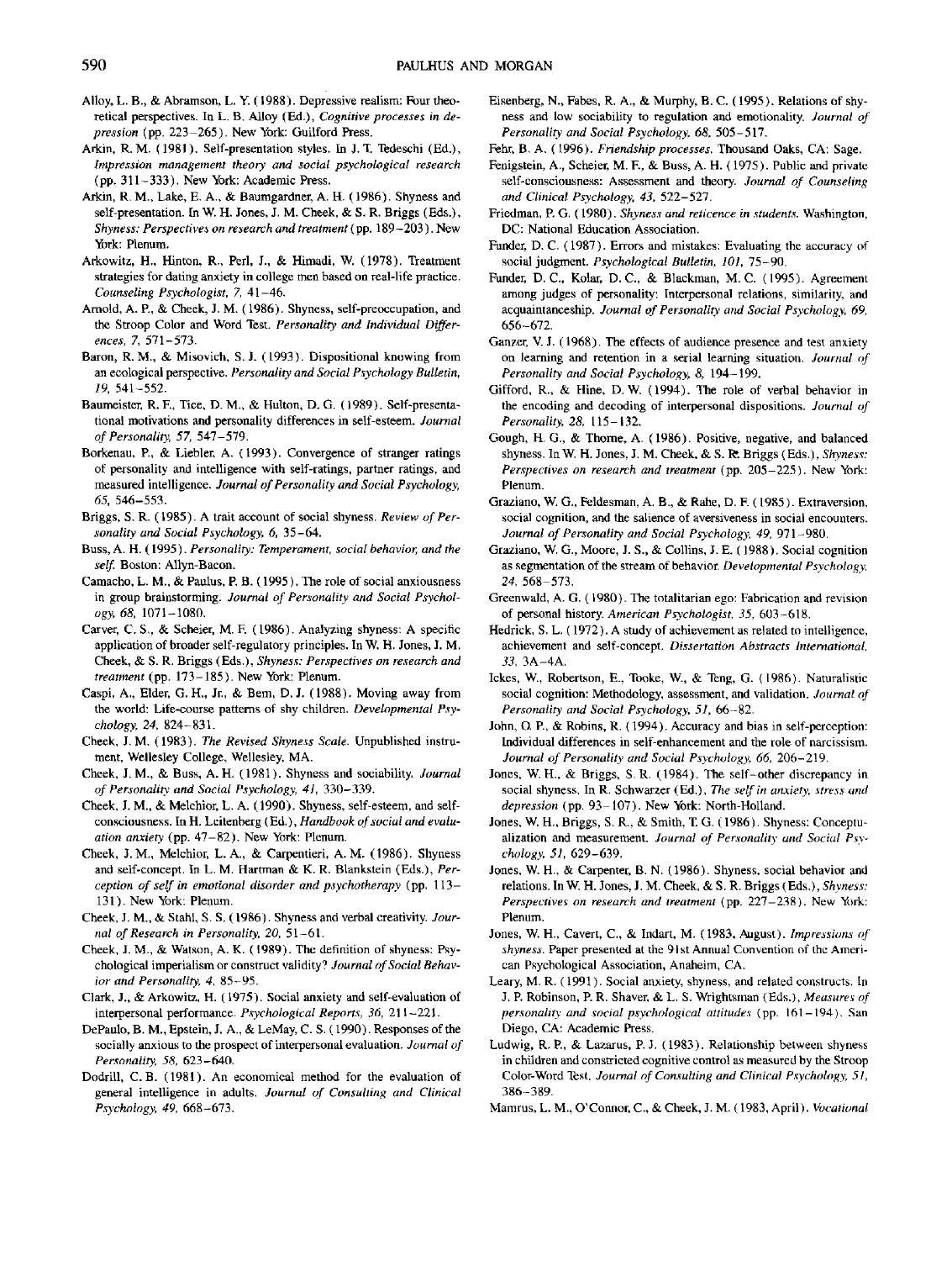Alloy, L. B., & Abramson, L. Y. (1988). Depressive realism: Four theoretical perspectives. In L. B. Alloy (Ed.), *Cognitive processes in depression* (pp. 223–265). New York: Guilford Press.

Arkin, R. M. (1981). Self-presentation styles. In J. T. Tedeschi (Ed.), *Impression management theory and social psychological research* (pp. 311–333). New York: Academic Press.

Arkin, R. M., Lake, E. A., & Baumgardner, A. H. (1986). Shyness and self-presentation. In W. H. Jones, J. M. Cheek, & S. R. Briggs (Eds.), *Shyness: Perspectives on research and treatment* (pp. 189–203). New York: Plenum.

Arkowitz, H., Hinton, R., Perl, J., & Himadi, W. (1978). Treatment strategies for dating anxiety in college men based on real-life practice. *Counseling Psychologist, 7,* 41–46.

Arnold, A. P., & Cheek, J. M. (1986). Shyness, self-preoccupation, and the Stroop Color and Word Test. *Personality and Individual Differences, 7,* 571–573.

Baron, R. M., & Misovich, S. J. (1993). Dispositional knowing from an ecological perspective. *Personality and Social Psychology Bulletin, 19,* 541–552.

Baumeister, R. F., Tice, D. M., & Hulton, D. G. (1989). Self-presentational motivations and personality differences in self-esteem. *Journal of Personality, 57,* 547–579.

Borkenau, P., & Liebler, A. (1993). Convergence of stranger ratings of personality and intelligence with self-ratings, partner ratings, and measured intelligence. *Journal of Personality and Social Psychology, 65,* 546–553.

Briggs, S. R. (1985). A trait account of social shyness. *Review of Personality and Social Psychology, 6,* 35–64.

Buss, A. H. (1995). *Personality: Temperament, social behavior, and the self.* Boston: Allyn-Bacon.

Camacho, L. M., & Paulus, P. B. (1995). The role of social anxiousness in group brainstorming. *Journal of Personality and Social Psychology, 68,* 1071–1080.

Carver, C. S., & Scheier, M. F. (1986). Analyzing shyness: A specific application of broader self-regulatory principles. In W. H. Jones, J. M. Cheek, & S. R. Briggs (Eds.), *Shyness: Perspectives on research and treatment* (pp. 173–185). New York: Plenum.

Caspi, A., Elder, G. H., Jr., & Bem, D. J. (1988). Moving away from the world: Life-course patterns of shy children. *Developmental Psychology, 24,* 824–831.

Cheek, J. M. (1983). *The Revised Shyness Scale.* Unpublished instrument, Wellesley College, Wellesley, MA.

Cheek, J. M., & Buss, A. H. (1981). Shyness and sociability. *Journal of Personality and Social Psychology, 41,* 330–339.

Cheek, J. M., & Melchior, L. A. (1990). Shyness, self-esteem, and self-consciousness. In H. Leitenberg (Ed.), *Handbook of social and evaluation anxiety* (pp. 47–82). New York: Plenum.

Cheek, J. M., Melchior, L. A., & Carpentieri, A. M. (1986). Shyness and self-concept. In L. M. Hartman & K. R. Blankstein (Eds.), *Perception of self in emotional disorder and psychotherapy* (pp. 113–131). New York: Plenum.

Cheek, J. M., & Stahl, S. S. (1986). Shyness and verbal creativity. *Journal of Research in Personality, 20,* 51–61.

Cheek, J. M., & Watson, A. K. (1989). The definition of shyness: Psychological imperialism or construct validity? *Journal of Social Behavior and Personality, 4,* 85–95.

Clark, J., & Arkowitz, H. (1975). Social anxiety and self-evaluation of interpersonal performance. *Psychological Reports, 36,* 211–221.

DePaulo, B. M., Epstein, J. A., & LeMay, C. S. (1990). Responses of the socially anxious to the prospect of interpersonal evaluation. *Journal of Personality, 58,* 623–640.

Dodrill, C. B. (1981). An economical method for the evaluation of general intelligence in adults. *Journal of Consulting and Clinical Psychology, 49,* 668–673.

Eisenberg, N., Fabes, R. A., & Murphy, B. C. (1995). Relations of shyness and low sociability to regulation and emotionality. *Journal of Personality and Social Psychology, 68,* 505–517.

Fehr, B. A. (1996). *Friendship processes.* Thousand Oaks, CA: Sage.

Fenigstein, A., Scheier, M. F., & Buss, A. H. (1975). Public and private self-consciousness: Assessment and theory. *Journal of Counseling and Clinical Psychology, 43,* 522–527.

Friedman, P. G. (1980). *Shyness and reticence in students.* Washington, DC: National Education Association.

Funder, D. C. (1987). Errors and mistakes: Evaluating the accuracy of social judgment. *Psychological Bulletin, 101,* 75–90.

Funder, D. C., Kolar, D. C., & Blackman, M. C. (1995). Agreement among judges of personality: Interpersonal relations, similarity, and acquaintanceship. *Journal of Personality and Social Psychology, 69,* 656–672.

Ganzer, V. J. (1968). The effects of audience presence and test anxiety on learning and retention in a serial learning situation. *Journal of Personality and Social Psychology, 8,* 194–199.

Gifford, R., & Hine, D. W. (1994). The role of verbal behavior in the encoding and decoding of interpersonal dispositions. *Journal of Personality, 28,* 115–132.

Gough, H. G., & Thorne, A. (1986). Positive, negative, and balanced shyness. In W. H. Jones, J. M. Cheek, & S. R. Briggs (Eds.), *Shyness: Perspectives on research and treatment* (pp. 205–225). New York: Plenum.

Graziano, W. G., Feldesman, A. B., & Rahe, D. F. (1985). Extraversion, social cognition, and the salience of aversiveness in social encounters. *Journal of Personality and Social Psychology, 49,* 971–980.

Graziano, W. G., Moore, J. S., & Collins, J. E. (1988). Social cognition as segmentation of the stream of behavior. *Developmental Psychology, 24,* 568–573.

Greenwald, A. G. (1980). The totalitarian ego: Fabrication and revision of personal history. *American Psychologist, 35,* 603–618.

Hedrick, S. L. (1972). A study of achievement as related to intelligence, achievement and self-concept. *Dissertation Abstracts International, 33,* 3A–4A.

Ickes, W., Robertson, E., Tooke, W., & Teng, G. (1986). Naturalistic social cognition: Methodology, assessment, and validation. *Journal of Personality and Social Psychology, 51,* 66–82.

John, O. P., & Robins, R. (1994). Accuracy and bias in self-perception: Individual differences in self-enhancement and the role of narcissism. *Journal of Personality and Social Psychology, 66,* 206–219.

Jones, W. H., & Briggs, S. R. (1984). The self–other discrepancy in social shyness. In R. Schwarzer (Ed.), *The self in anxiety, stress and depression* (pp. 93–107). New York: North-Holland.

Jones, W. H., Briggs, S. R., & Smith, T. G. (1986). Shyness: Conceptualization and measurement. *Journal of Personality and Social Psychology, 51,* 629–639.

Jones, W. H., & Carpenter, B. N. (1986). Shyness, social behavior and relations. In W. H. Jones, J. M. Cheek, & S. R. Briggs (Eds.), *Shyness: Perspectives on research and treatment* (pp. 227–238). New York: Plenum.

Jones, W. H., Cavert, C., & Indart, M. (1983, August). *Impressions of shyness.* Paper presented at the 91st Annual Convention of the American Psychological Association, Anaheim, CA.

Leary, M. R. (1991). Social anxiety, shyness, and related constructs. In J. P. Robinson, P. R. Shaver, & L. S. Wrightsman (Eds.), *Measures of personality and social psychological attitudes* (pp. 161–194). San Diego, CA: Academic Press.

Ludwig, R. P., & Lazarus, P. J. (1983). Relationship between shyness in children and constricted cognitive control as measured by the Stroop Color-Word Test. *Journal of Consulting and Clinical Psychology, 51,* 386–389.

Mamrus, L. M., O'Connor, C., & Cheek, J. M. (1983, April). *Vocational*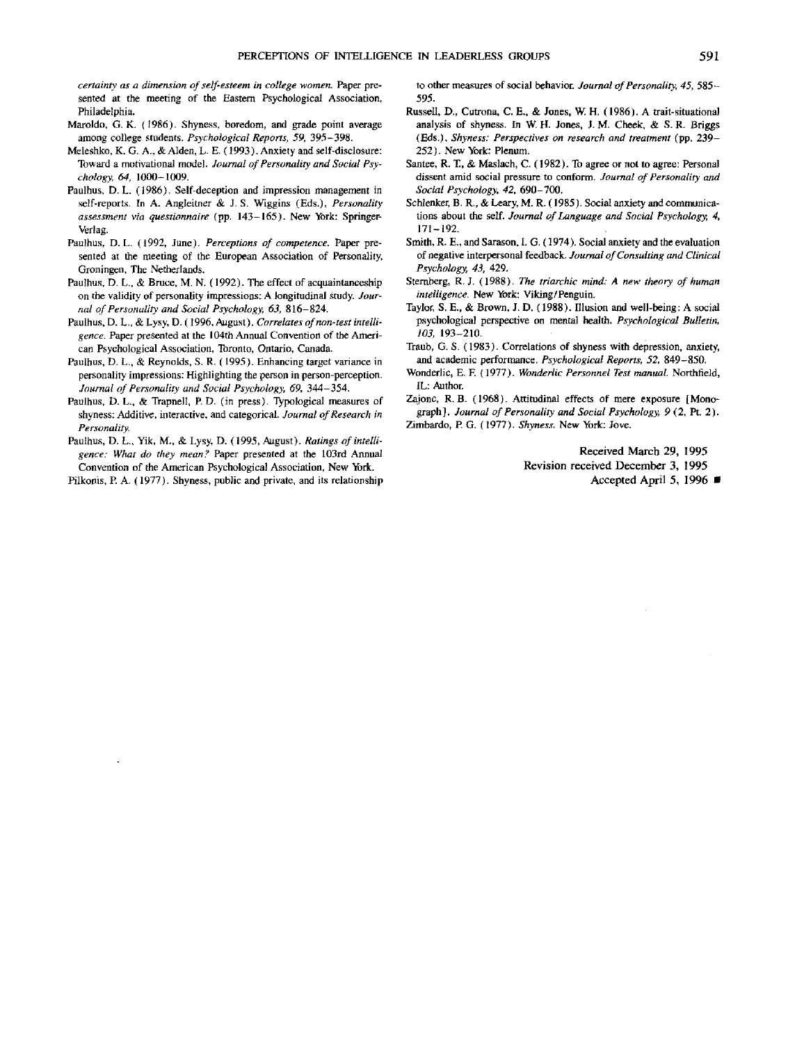*certainty as a dimension of self-esteem in college women.* Paper presented at the meeting of the Eastern Psychological Association, Philadelphia.

Maroldo, G. K. (1986). Shyness, boredom, and grade point average among college students. *Psychological Reports, 59,* 395–398.

Meleshko, K. G. A., & Alden, L. E. (1993). Anxiety and self-disclosure: Toward a motivational model. *Journal of Personality and Social Psychology, 64,* 1000–1009.

Paulhus, D. L. (1986). Self-deception and impression management in self-reports. In A. Angleitner & J. S. Wiggins (Eds.), *Personality assessment via questionnaire* (pp. 143–165). New York: Springer-Verlag.

Paulhus, D. L. (1992, June). *Perceptions of competence.* Paper presented at the meeting of the European Association of Personality, Groningen, The Netherlands.

Paulhus, D. L., & Bruce, M. N. (1992). The effect of acquaintanceship on the validity of personality impressions: A longitudinal study. *Journal of Personality and Social Psychology, 63,* 816–824.

Paulhus, D. L., & Lysy, D. (1996, August). *Correlates of non-test intelligence.* Paper presented at the 104th Annual Convention of the American Psychological Association, Toronto, Ontario, Canada.

Paulhus, D. L., & Reynolds, S. R. (1995). Enhancing target variance in personality impressions: Highlighting the person in person-perception. *Journal of Personality and Social Psychology, 69,* 344–354.

Paulhus, D. L., & Trapnell, P. D. (in press). Typological measures of shyness: Additive, interactive, and categorical. *Journal of Research in Personality.*

Paulhus, D. L., Yik, M., & Lysy, D. (1995, August). *Ratings of intelligence: What do they mean?* Paper presented at the 103rd Annual Convention of the American Psychological Association, New York.

Pilkonis, P. A. (1977). Shyness, public and private, and its relationship to other measures of social behavior. *Journal of Personality, 45,* 585–595.

Russell, D., Cutrona, C. E., & Jones, W. H. (1986). A trait-situational analysis of shyness. In W. H. Jones, J. M. Cheek, & S. R. Briggs (Eds.), *Shyness: Perspectives on research and treatment* (pp. 239–252). New York: Plenum.

Santee, R. T., & Maslach, C. (1982). To agree or not to agree: Personal dissent amid social pressure to conform. *Journal of Personality and Social Psychology, 42,* 690–700.

Schlenker, B. R., & Leary, M. R. (1985). Social anxiety and communications about the self. *Journal of Language and Social Psychology, 4,* 171–192.

Smith, R. E., and Sarason, I. G. (1974). Social anxiety and the evaluation of negative interpersonal feedback. *Journal of Consulting and Clinical Psychology, 43,* 429.

Sternberg, R. J. (1988). *The triarchic mind: A new theory of human intelligence.* New York: Viking/Penguin.

Taylor, S. E., & Brown, J. D. (1988). Illusion and well-being: A social psychological perspective on mental health. *Psychological Bulletin, 103,* 193–210.

Traub, G. S. (1983). Correlations of shyness with depression, anxiety, and academic performance. *Psychological Reports, 52,* 849–850.

Wonderlic, E. F. (1977). *Wonderlic Personnel Test manual.* Northfield, IL: Author.

Zajonc, R. B. (1968). Attitudinal effects of mere exposure [Monograph]. *Journal of Personality and Social Psychology, 9* (2, Pt. 2).

Zimbardo, P. G. (1977). *Shyness.* New York: Jove.

Received March 29, 1995
Revision received December 3, 1995
Accepted April 5, 1996 ■